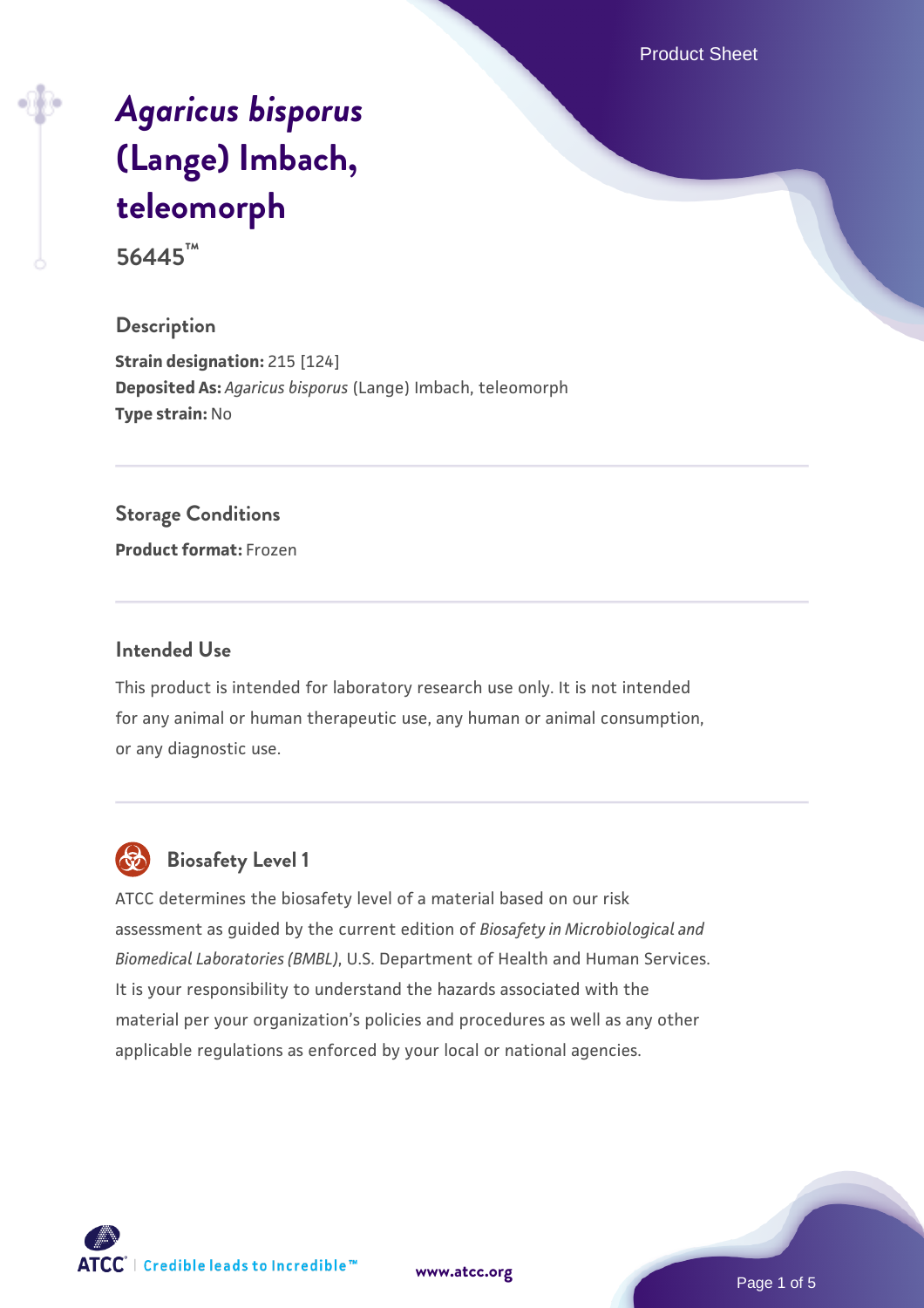# *Agaricus bisporus* (Lange) Imbach, teleomorph

**56445™**

## Description

**Strain designation:** 215 [124]
**Deposited As:** *Agaricus bisporus* (Lange) Imbach, teleomorph
**Type strain:** No

## Storage Conditions

**Product format:** Frozen

## Intended Use

This product is intended for laboratory research use only. It is not intended for any animal or human therapeutic use, any human or animal consumption, or any diagnostic use.

## Biosafety Level 1

ATCC determines the biosafety level of a material based on our risk assessment as guided by the current edition of *Biosafety in Microbiological and Biomedical Laboratories (BMBL)*, U.S. Department of Health and Human Services. It is your responsibility to understand the hazards associated with the material per your organization's policies and procedures as well as any other applicable regulations as enforced by your local or national agencies.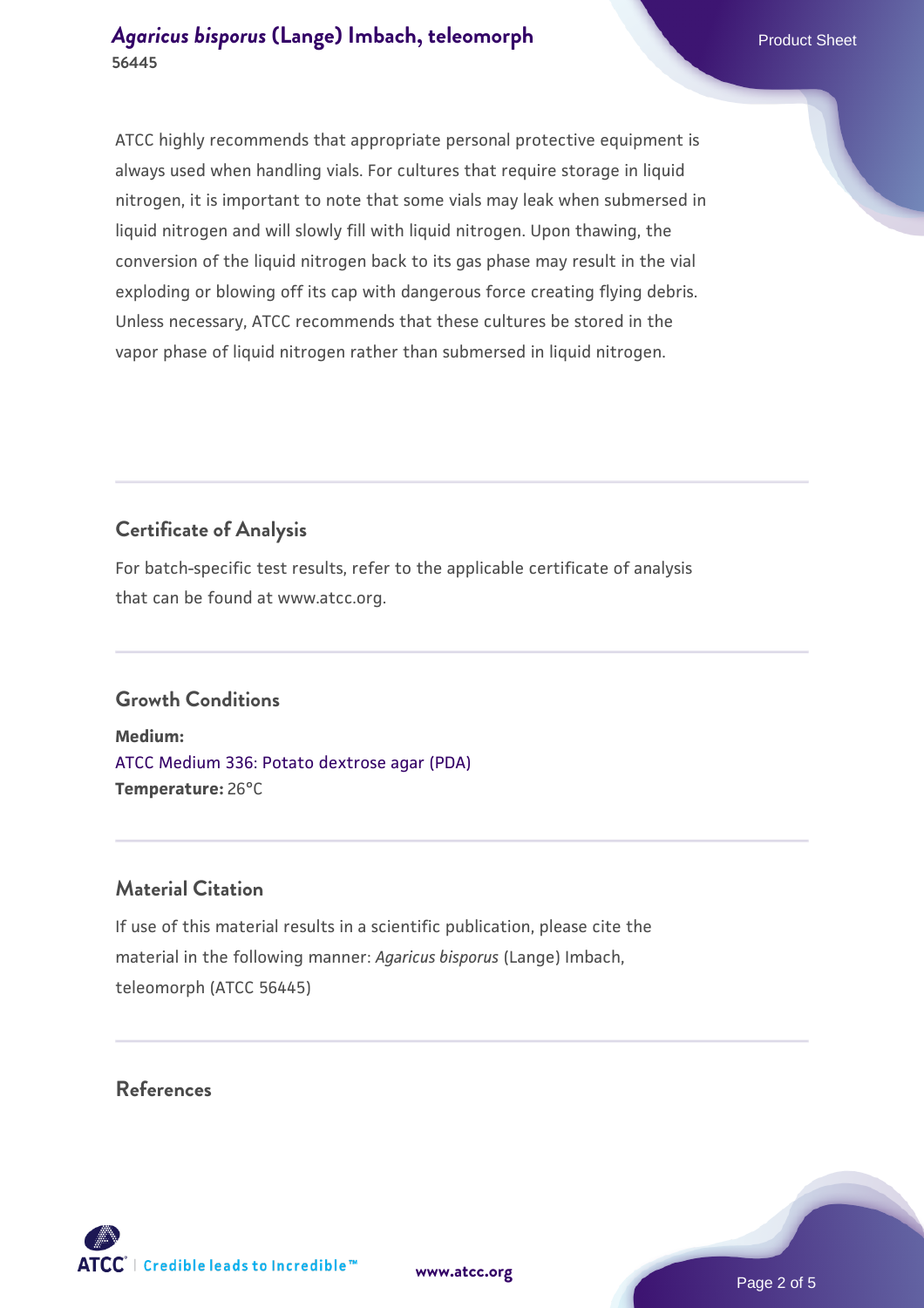ATCC highly recommends that appropriate personal protective equipment is always used when handling vials. For cultures that require storage in liquid nitrogen, it is important to note that some vials may leak when submersed in liquid nitrogen and will slowly fill with liquid nitrogen. Upon thawing, the conversion of the liquid nitrogen back to its gas phase may result in the vial exploding or blowing off its cap with dangerous force creating flying debris. Unless necessary, ATCC recommends that these cultures be stored in the vapor phase of liquid nitrogen rather than submersed in liquid nitrogen.

## Certificate of Analysis

For batch-specific test results, refer to the applicable certificate of analysis that can be found at www.atcc.org.

## Growth Conditions

**Medium:**
ATCC Medium 336: Potato dextrose agar (PDA)
**Temperature:** 26°C

## Material Citation

If use of this material results in a scientific publication, please cite the material in the following manner: *Agaricus bisporus* (Lange) Imbach, teleomorph (ATCC 56445)

## References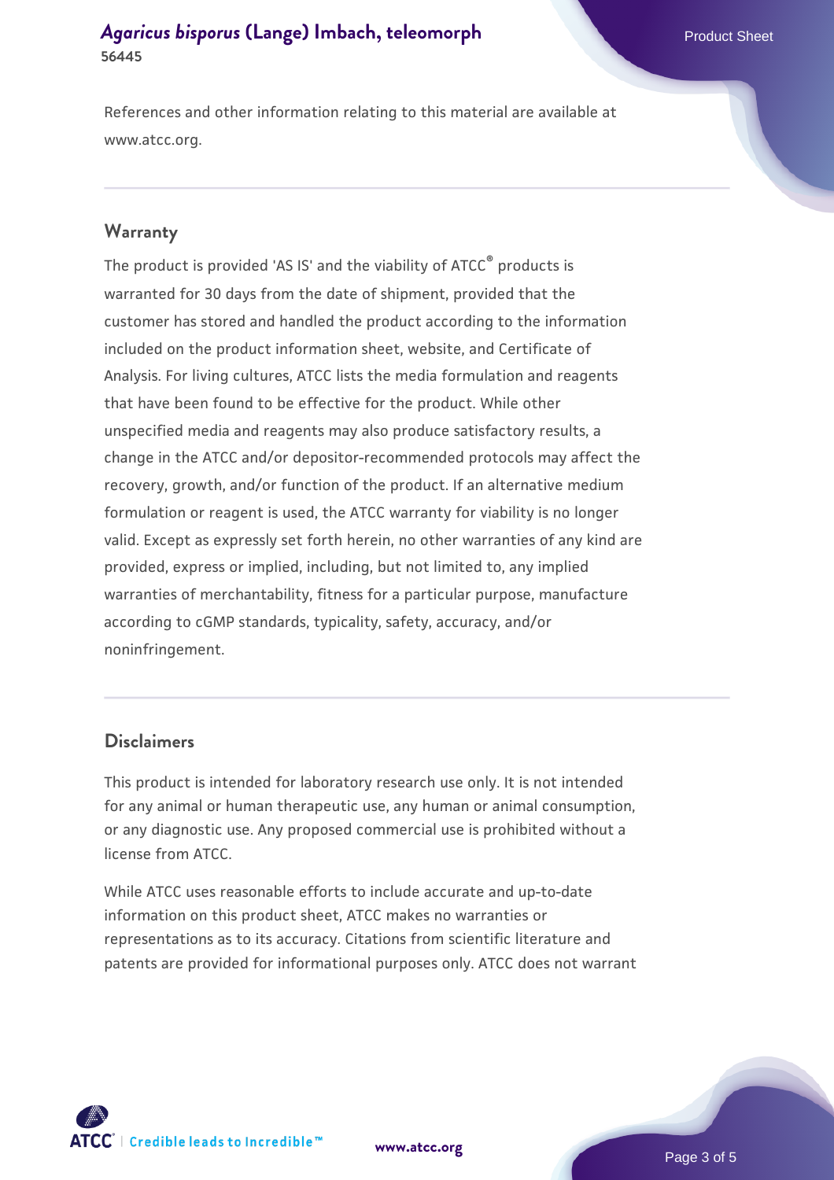References and other information relating to this material are available at www.atcc.org.

## Warranty

The product is provided 'AS IS' and the viability of ATCC® products is warranted for 30 days from the date of shipment, provided that the customer has stored and handled the product according to the information included on the product information sheet, website, and Certificate of Analysis. For living cultures, ATCC lists the media formulation and reagents that have been found to be effective for the product. While other unspecified media and reagents may also produce satisfactory results, a change in the ATCC and/or depositor-recommended protocols may affect the recovery, growth, and/or function of the product. If an alternative medium formulation or reagent is used, the ATCC warranty for viability is no longer valid. Except as expressly set forth herein, no other warranties of any kind are provided, express or implied, including, but not limited to, any implied warranties of merchantability, fitness for a particular purpose, manufacture according to cGMP standards, typicality, safety, accuracy, and/or noninfringement.

## Disclaimers

This product is intended for laboratory research use only. It is not intended for any animal or human therapeutic use, any human or animal consumption, or any diagnostic use. Any proposed commercial use is prohibited without a license from ATCC.

While ATCC uses reasonable efforts to include accurate and up-to-date information on this product sheet, ATCC makes no warranties or representations as to its accuracy. Citations from scientific literature and patents are provided for informational purposes only. ATCC does not warrant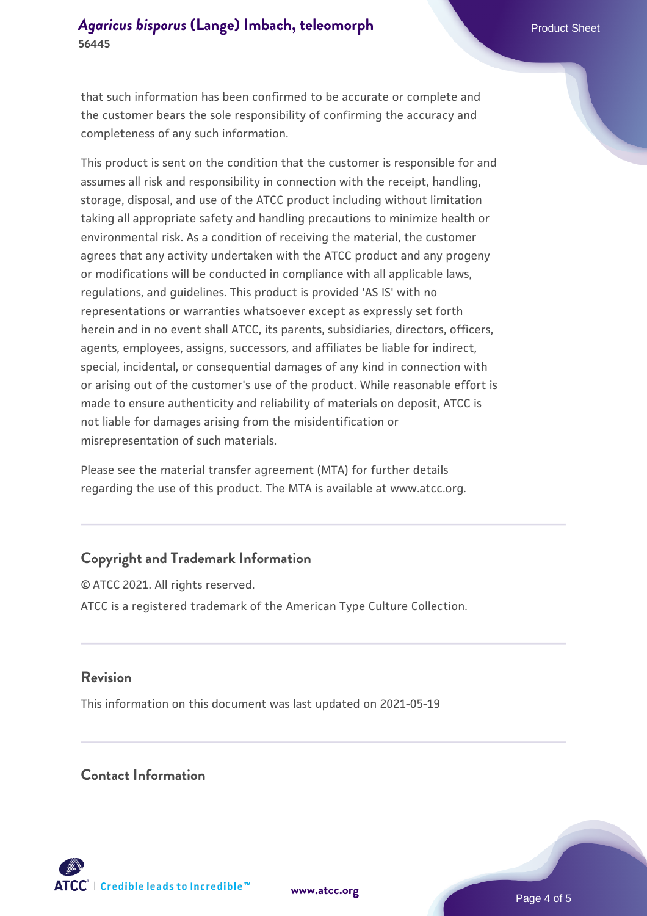that such information has been confirmed to be accurate or complete and the customer bears the sole responsibility of confirming the accuracy and completeness of any such information.

This product is sent on the condition that the customer is responsible for and assumes all risk and responsibility in connection with the receipt, handling, storage, disposal, and use of the ATCC product including without limitation taking all appropriate safety and handling precautions to minimize health or environmental risk. As a condition of receiving the material, the customer agrees that any activity undertaken with the ATCC product and any progeny or modifications will be conducted in compliance with all applicable laws, regulations, and guidelines. This product is provided 'AS IS' with no representations or warranties whatsoever except as expressly set forth herein and in no event shall ATCC, its parents, subsidiaries, directors, officers, agents, employees, assigns, successors, and affiliates be liable for indirect, special, incidental, or consequential damages of any kind in connection with or arising out of the customer's use of the product. While reasonable effort is made to ensure authenticity and reliability of materials on deposit, ATCC is not liable for damages arising from the misidentification or misrepresentation of such materials.

Please see the material transfer agreement (MTA) for further details regarding the use of this product. The MTA is available at www.atcc.org.

## Copyright and Trademark Information

© ATCC 2021. All rights reserved.

ATCC is a registered trademark of the American Type Culture Collection.

## Revision

This information on this document was last updated on 2021-05-19

## Contact Information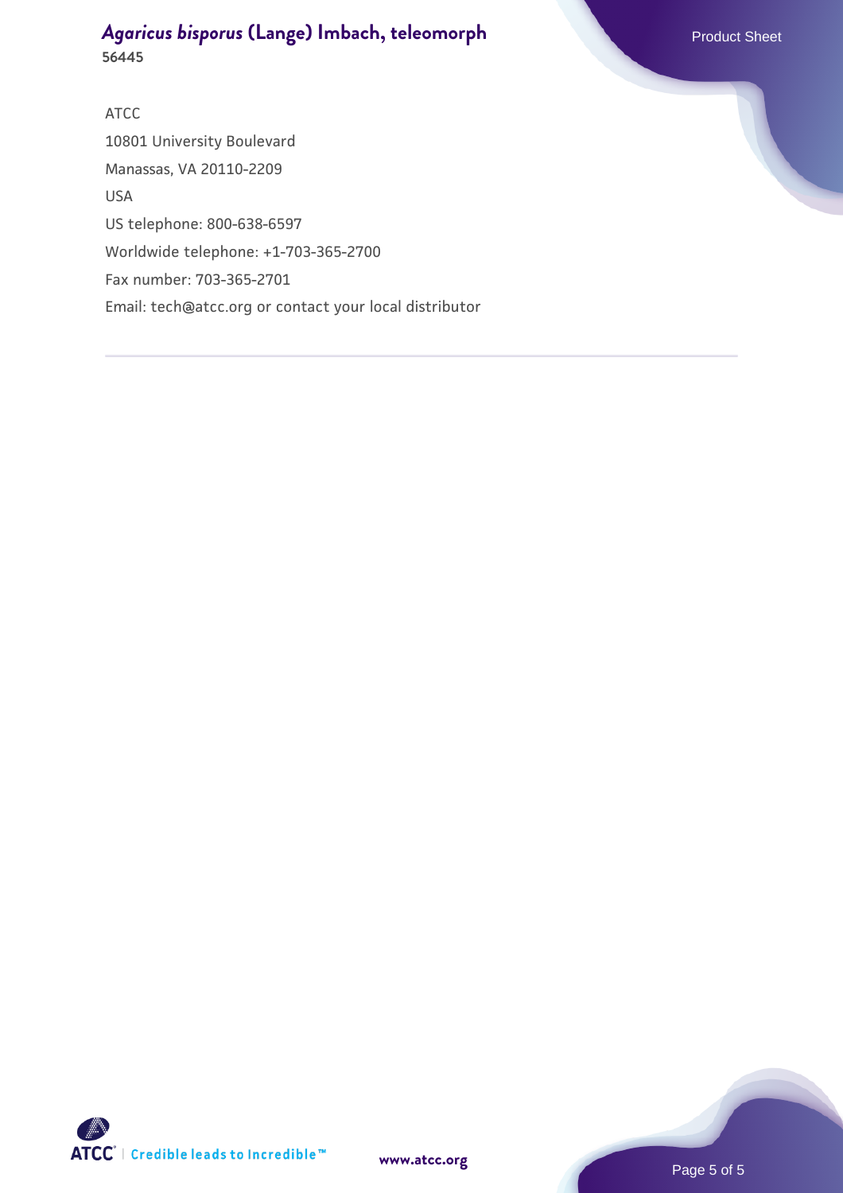ATCC

10801 University Boulevard

Manassas, VA 20110-2209

USA

US telephone: 800-638-6597

Worldwide telephone: +1-703-365-2700

Fax number: 703-365-2701

Email: tech@atcc.org or contact your local distributor